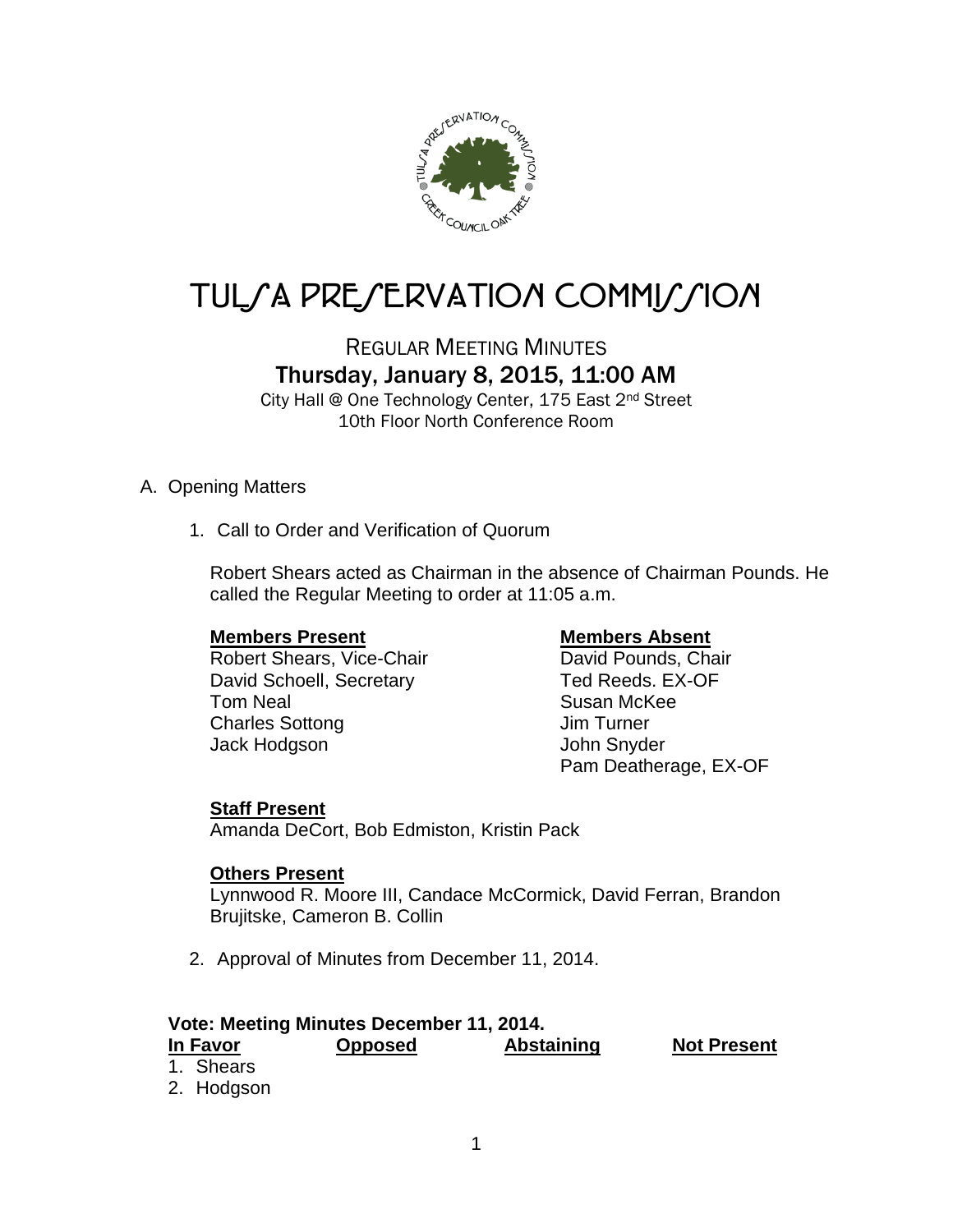# TULSA PRESERVATION COMMISSION

## REGULAR MEETING MINUTES

### Thursday, January 8, 2015, 11:00 AM

City Hall @ One Technology Center, 175 East 2nd Street
10th Floor North Conference Room

A. Opening Matters

1. Call to Order and Verification of Quorum

   Robert Shears acted as Chairman in the absence of Chairman Pounds. He called the Regular Meeting to order at 11:05 a.m.

   **Members Present**
   Robert Shears, Vice-Chair
   David Schoell, Secretary
   Tom Neal
   Charles Sottong
   Jack Hodgson

   **Members Absent**
   David Pounds, Chair
   Ted Reeds. EX-OF
   Susan McKee
   Jim Turner
   John Snyder
   Pam Deatherage, EX-OF

   **Staff Present**
   Amanda DeCort, Bob Edmiston, Kristin Pack

   **Others Present**
   Lynnwood R. Moore III, Candace McCormick, David Ferran, Brandon Brujitske, Cameron B. Collin

2. Approval of Minutes from December 11, 2014.

**Vote: Meeting Minutes December 11, 2014.**

| In Favor | Opposed | Abstaining | Not Present |
|---|---|---|---|
| 1. Shears | | | |
| 2. Hodgson | | | |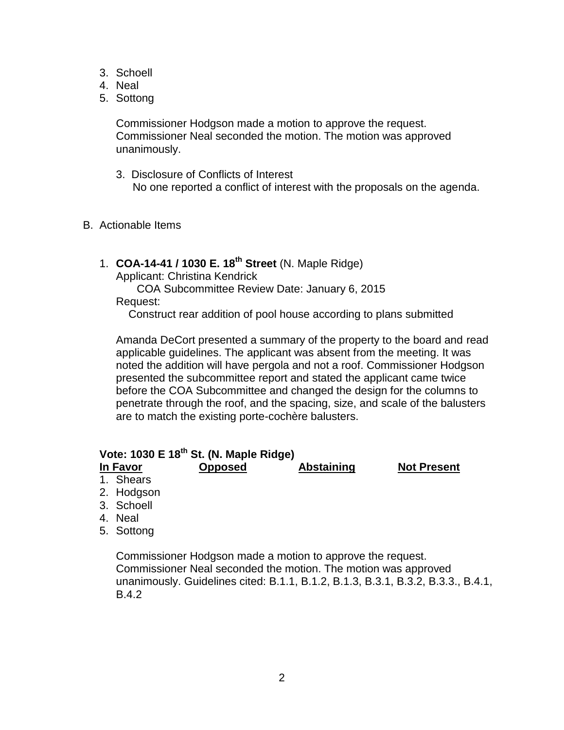3. Schoell
4. Neal
5. Sottong

Commissioner Hodgson made a motion to approve the request. Commissioner Neal seconded the motion. The motion was approved unanimously.

3. Disclosure of Conflicts of Interest
   No one reported a conflict of interest with the proposals on the agenda.

B. Actionable Items

1. **COA-14-41 / 1030 E. 18th Street** (N. Maple Ridge)
   Applicant: Christina Kendrick
   COA Subcommittee Review Date: January 6, 2015
   Request:
   Construct rear addition of pool house according to plans submitted

   Amanda DeCort presented a summary of the property to the board and read applicable guidelines. The applicant was absent from the meeting. It was noted the addition will have pergola and not a roof. Commissioner Hodgson presented the subcommittee report and stated the applicant came twice before the COA Subcommittee and changed the design for the columns to penetrate through the roof, and the spacing, size, and scale of the balusters are to match the existing porte-cochère balusters.

**Vote: 1030 E 18th St. (N. Maple Ridge)**

| In Favor | Opposed | Abstaining | Not Present |
|---|---|---|---|
| 1. Shears | | | |
| 2. Hodgson | | | |
| 3. Schoell | | | |
| 4. Neal | | | |
| 5. Sottong | | | |

Commissioner Hodgson made a motion to approve the request. Commissioner Neal seconded the motion. The motion was approved unanimously. Guidelines cited: B.1.1, B.1.2, B.1.3, B.3.1, B.3.2, B.3.3., B.4.1, B.4.2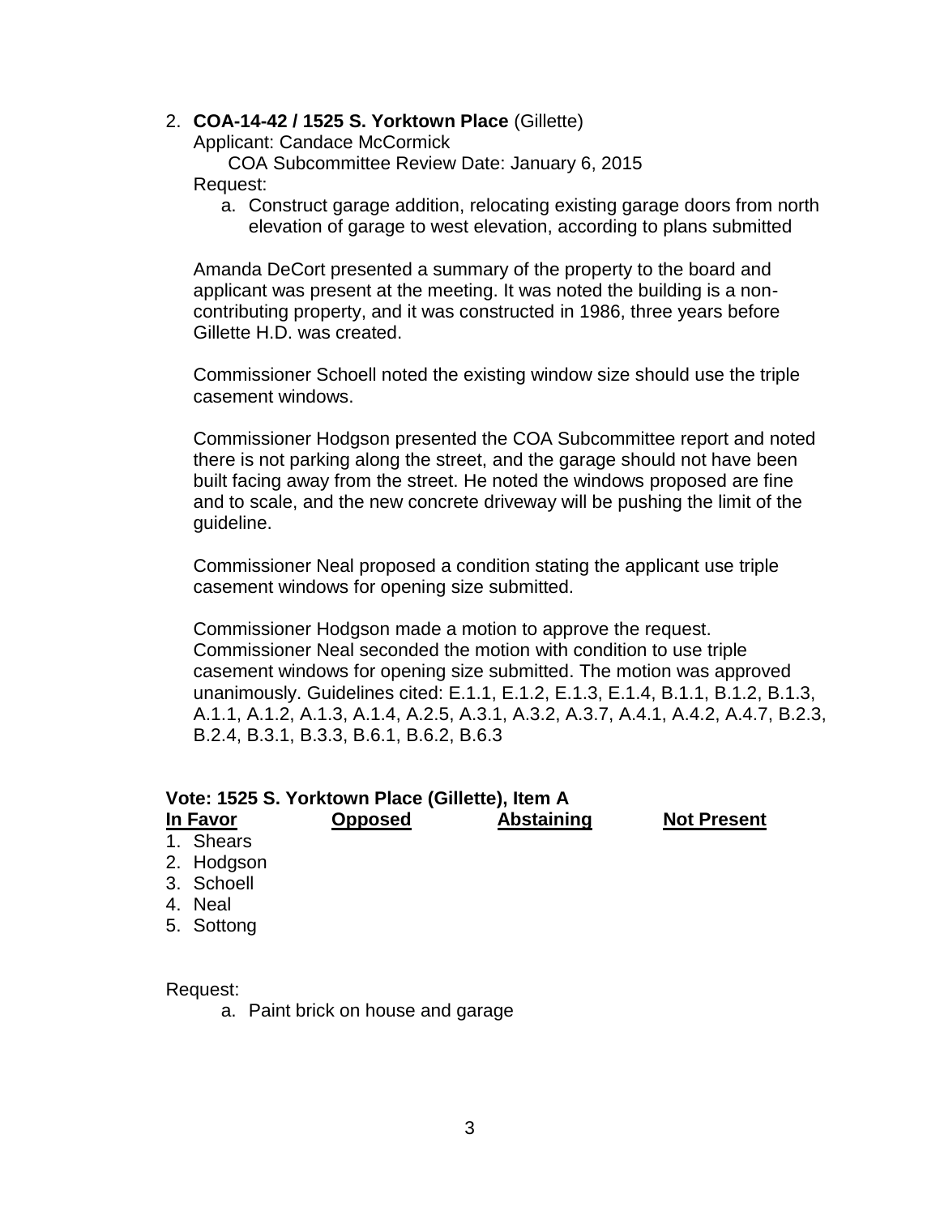2. **COA-14-42 / 1525 S. Yorktown Place** (Gillette)
   Applicant: Candace McCormick
   COA Subcommittee Review Date: January 6, 2015
   Request:
   a. Construct garage addition, relocating existing garage doors from north elevation of garage to west elevation, according to plans submitted

   Amanda DeCort presented a summary of the property to the board and applicant was present at the meeting. It was noted the building is a non-contributing property, and it was constructed in 1986, three years before Gillette H.D. was created.

   Commissioner Schoell noted the existing window size should use the triple casement windows.

   Commissioner Hodgson presented the COA Subcommittee report and noted there is not parking along the street, and the garage should not have been built facing away from the street. He noted the windows proposed are fine and to scale, and the new concrete driveway will be pushing the limit of the guideline.

   Commissioner Neal proposed a condition stating the applicant use triple casement windows for opening size submitted.

   Commissioner Hodgson made a motion to approve the request. Commissioner Neal seconded the motion with condition to use triple casement windows for opening size submitted. The motion was approved unanimously. Guidelines cited: E.1.1, E.1.2, E.1.3, E.1.4, B.1.1, B.1.2, B.1.3, A.1.1, A.1.2, A.1.3, A.1.4, A.2.5, A.3.1, A.3.2, A.3.7, A.4.1, A.4.2, A.4.7, B.2.3, B.2.4, B.3.1, B.3.3, B.6.1, B.6.2, B.6.3

**Vote: 1525 S. Yorktown Place (Gillette), Item A**

| In Favor | Opposed | Abstaining | Not Present |
|---|---|---|---|
| 1. Shears | | | |
| 2. Hodgson | | | |
| 3. Schoell | | | |
| 4. Neal | | | |
| 5. Sottong | | | |

Request:

a. Paint brick on house and garage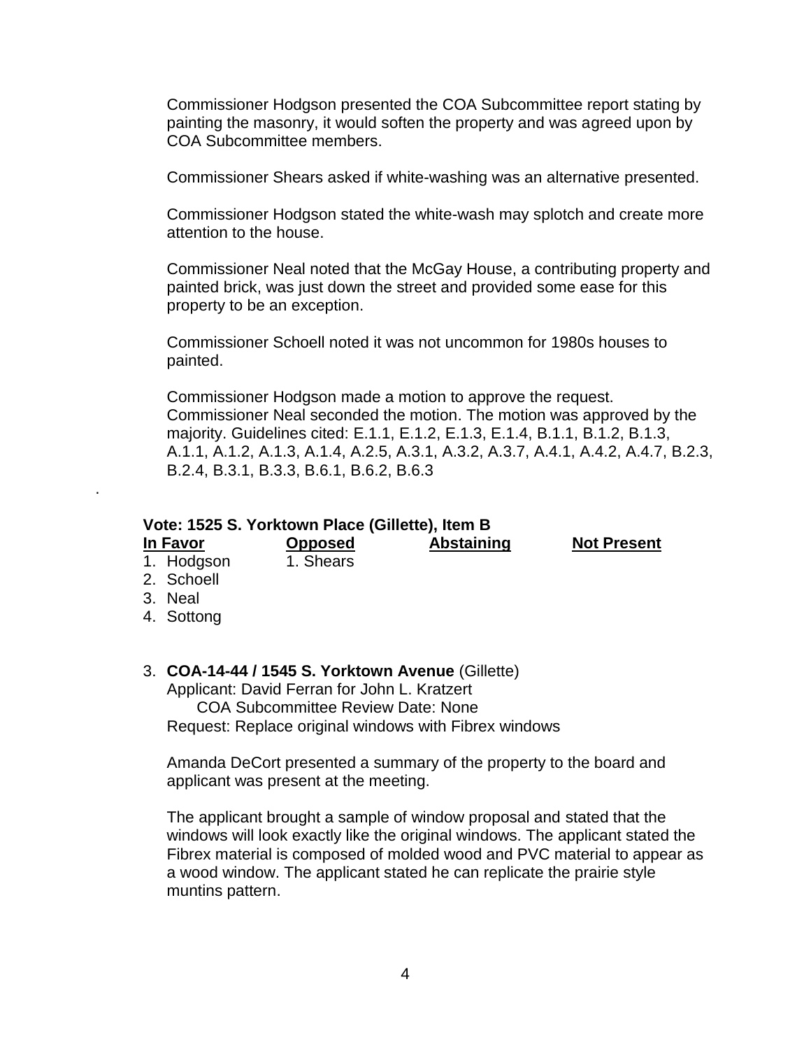Commissioner Hodgson presented the COA Subcommittee report stating by painting the masonry, it would soften the property and was agreed upon by COA Subcommittee members.

Commissioner Shears asked if white-washing was an alternative presented.

Commissioner Hodgson stated the white-wash may splotch and create more attention to the house.

Commissioner Neal noted that the McGay House, a contributing property and painted brick, was just down the street and provided some ease for this property to be an exception.

Commissioner Schoell noted it was not uncommon for 1980s houses to painted.

Commissioner Hodgson made a motion to approve the request. Commissioner Neal seconded the motion. The motion was approved by the majority. Guidelines cited: E.1.1, E.1.2, E.1.3, E.1.4, B.1.1, B.1.2, B.1.3, A.1.1, A.1.2, A.1.3, A.1.4, A.2.5, A.3.1, A.3.2, A.3.7, A.4.1, A.4.2, A.4.7, B.2.3, B.2.4, B.3.1, B.3.3, B.6.1, B.6.2, B.6.3

.

**Vote: 1525 S. Yorktown Place (Gillette), Item B**

| In Favor | Opposed | Abstaining | Not Present |
|---|---|---|---|
| 1. Hodgson | 1. Shears | | |
| 2. Schoell | | | |
| 3. Neal | | | |
| 4. Sottong | | | |

3. **COA-14-44 / 1545 S. Yorktown Avenue** (Gillette)
   Applicant: David Ferran for John L. Kratzert
   COA Subcommittee Review Date: None
   Request: Replace original windows with Fibrex windows

   Amanda DeCort presented a summary of the property to the board and applicant was present at the meeting.

   The applicant brought a sample of window proposal and stated that the windows will look exactly like the original windows. The applicant stated the Fibrex material is composed of molded wood and PVC material to appear as a wood window. The applicant stated he can replicate the prairie style muntins pattern.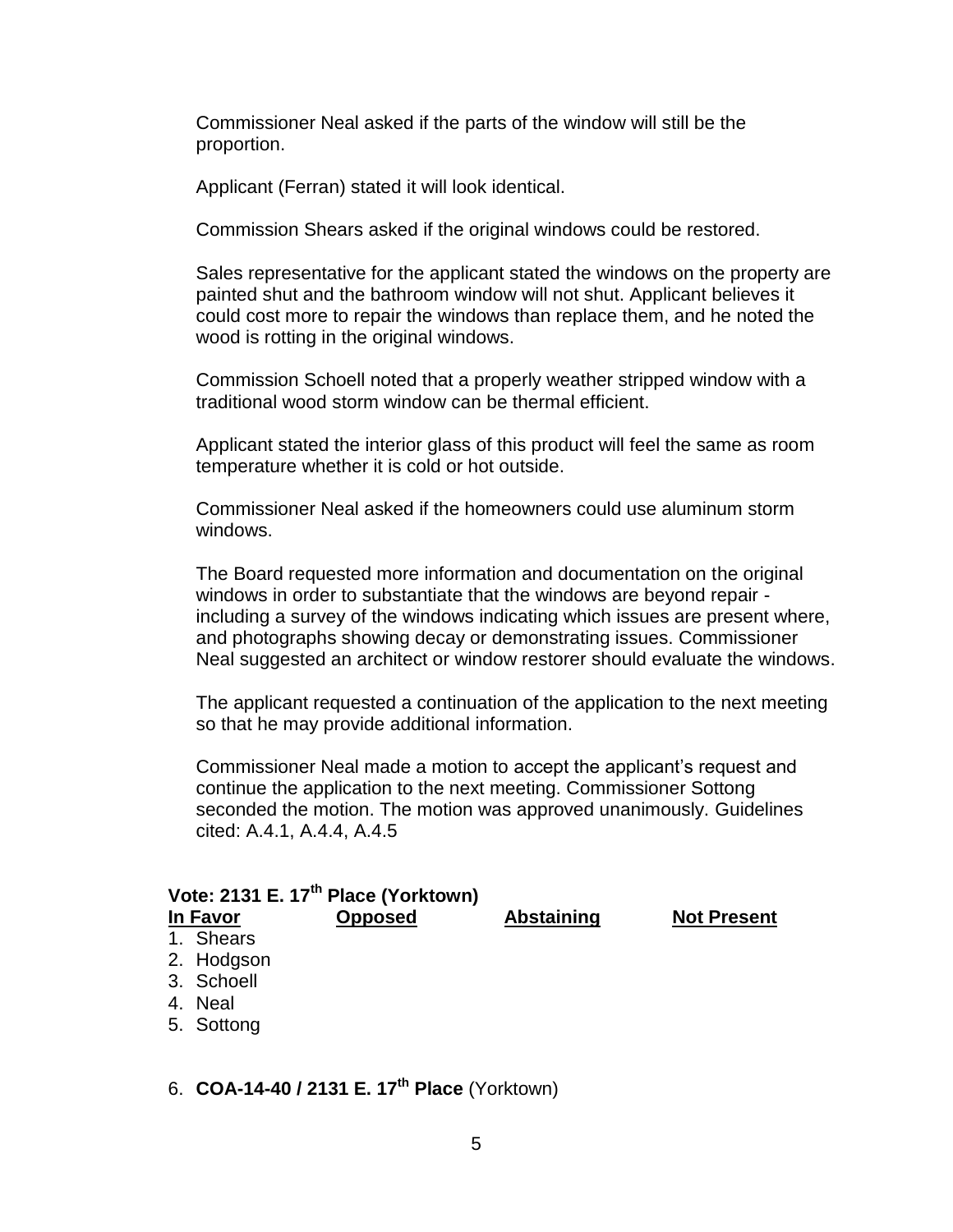Commissioner Neal asked if the parts of the window will still be the proportion.

Applicant (Ferran) stated it will look identical.

Commission Shears asked if the original windows could be restored.

Sales representative for the applicant stated the windows on the property are painted shut and the bathroom window will not shut. Applicant believes it could cost more to repair the windows than replace them, and he noted the wood is rotting in the original windows.

Commission Schoell noted that a properly weather stripped window with a traditional wood storm window can be thermal efficient.

Applicant stated the interior glass of this product will feel the same as room temperature whether it is cold or hot outside.

Commissioner Neal asked if the homeowners could use aluminum storm windows.

The Board requested more information and documentation on the original windows in order to substantiate that the windows are beyond repair - including a survey of the windows indicating which issues are present where, and photographs showing decay or demonstrating issues. Commissioner Neal suggested an architect or window restorer should evaluate the windows.

The applicant requested a continuation of the application to the next meeting so that he may provide additional information.

Commissioner Neal made a motion to accept the applicant's request and continue the application to the next meeting. Commissioner Sottong seconded the motion. The motion was approved unanimously. Guidelines cited: A.4.1, A.4.4, A.4.5

**Vote: 2131 E. 17th Place (Yorktown)**

| In Favor | Opposed | Abstaining | Not Present |
|---|---|---|---|
| 1. Shears | | | |
| 2. Hodgson | | | |
| 3. Schoell | | | |
| 4. Neal | | | |
| 5. Sottong | | | |

6. **COA-14-40 / 2131 E. 17th Place** (Yorktown)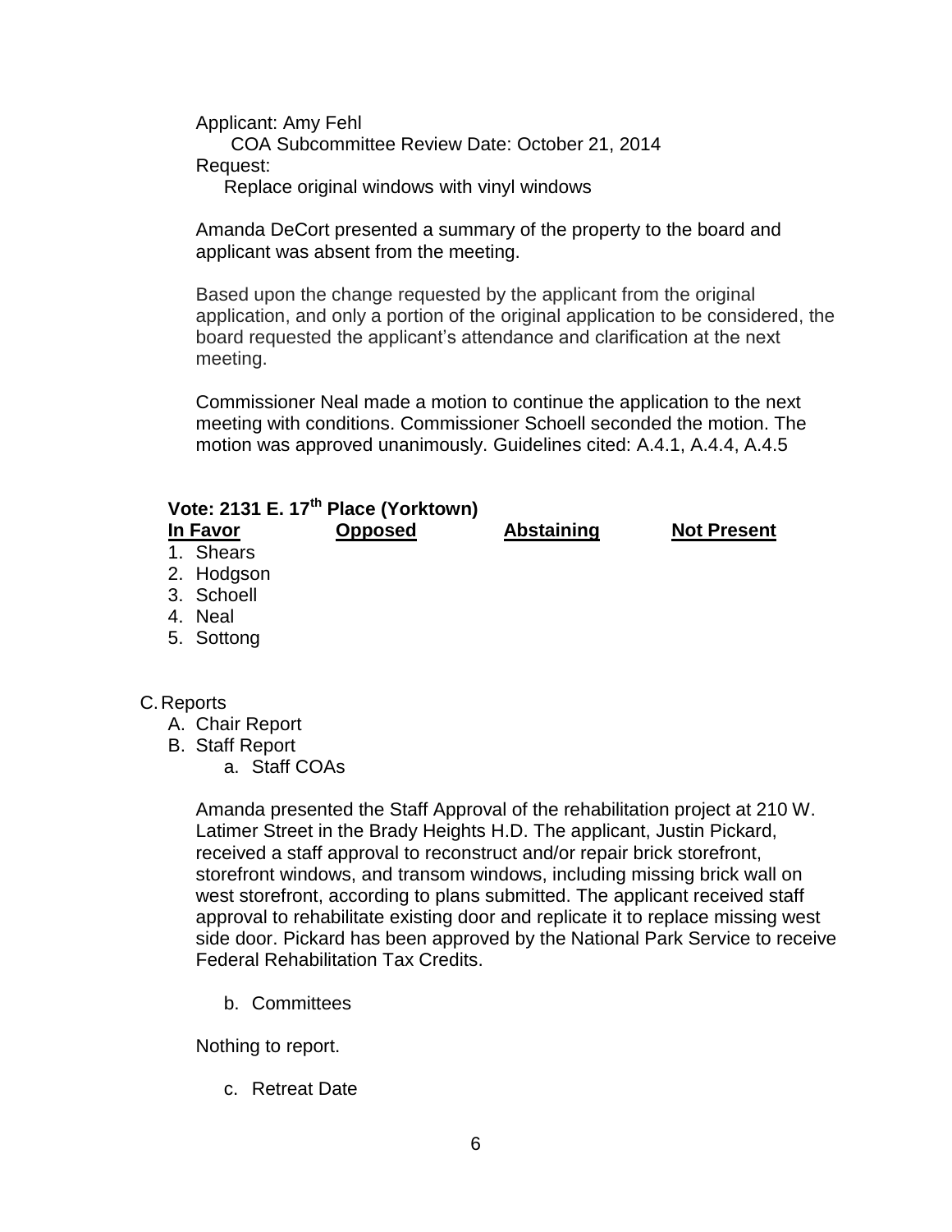Applicant: Amy Fehl

COA Subcommittee Review Date: October 21, 2014

Request:

Replace original windows with vinyl windows

Amanda DeCort presented a summary of the property to the board and applicant was absent from the meeting.

Based upon the change requested by the applicant from the original application, and only a portion of the original application to be considered, the board requested the applicant's attendance and clarification at the next meeting.

Commissioner Neal made a motion to continue the application to the next meeting with conditions. Commissioner Schoell seconded the motion. The motion was approved unanimously. Guidelines cited: A.4.1, A.4.4, A.4.5

**Vote: 2131 E. 17th Place (Yorktown)**

| In Favor | Opposed | Abstaining | Not Present |
|---|---|---|---|
| 1. Shears | | | |
| 2. Hodgson | | | |
| 3. Schoell | | | |
| 4. Neal | | | |
| 5. Sottong | | | |

C. Reports

A. Chair Report

B. Staff Report

a. Staff COAs

Amanda presented the Staff Approval of the rehabilitation project at 210 W. Latimer Street in the Brady Heights H.D. The applicant, Justin Pickard, received a staff approval to reconstruct and/or repair brick storefront, storefront windows, and transom windows, including missing brick wall on west storefront, according to plans submitted. The applicant received staff approval to rehabilitate existing door and replicate it to replace missing west side door. Pickard has been approved by the National Park Service to receive Federal Rehabilitation Tax Credits.

b. Committees

Nothing to report.

c. Retreat Date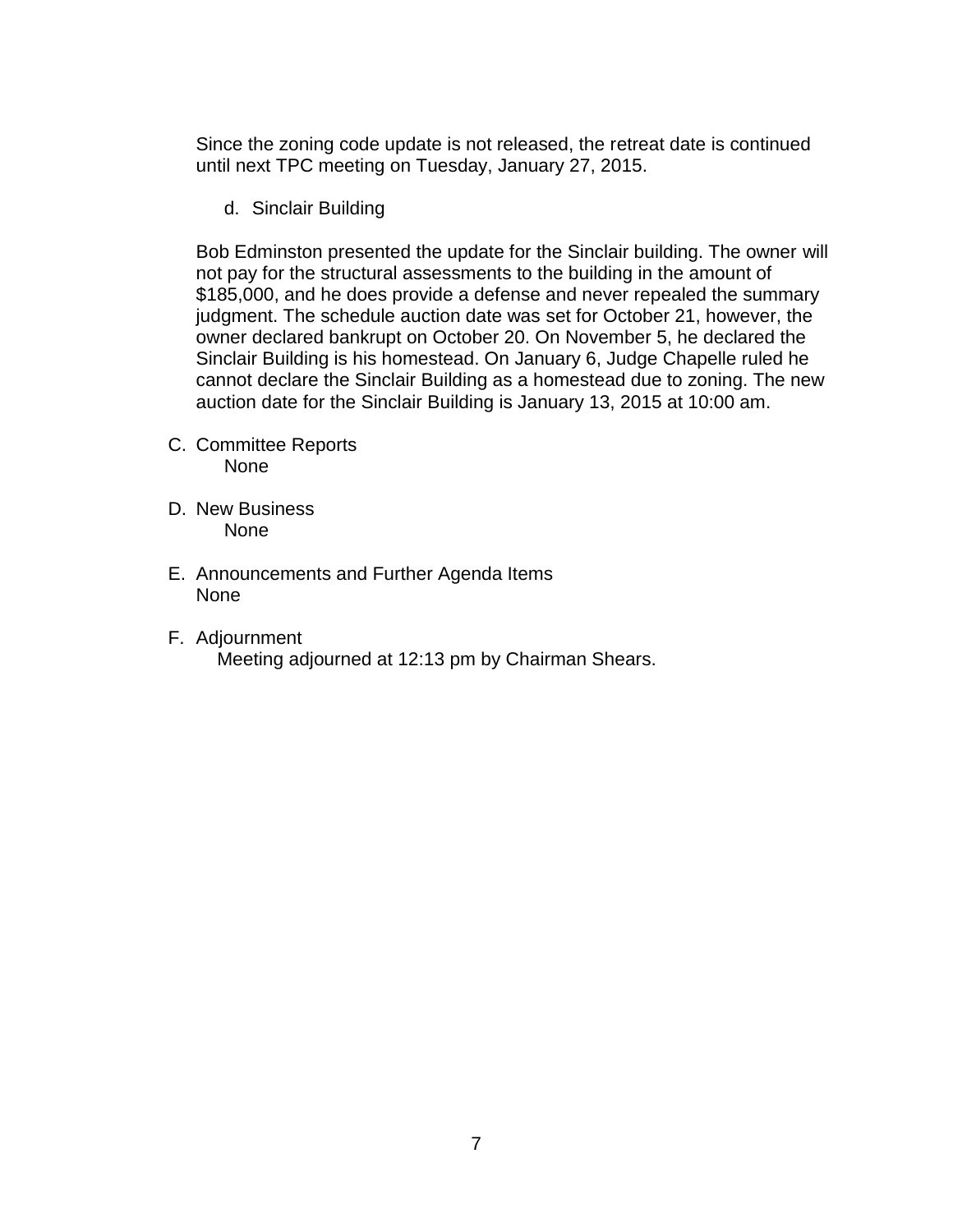Since the zoning code update is not released, the retreat date is continued until next TPC meeting on Tuesday, January 27, 2015.

d. Sinclair Building

Bob Edminston presented the update for the Sinclair building. The owner will not pay for the structural assessments to the building in the amount of $185,000, and he does provide a defense and never repealed the summary judgment. The schedule auction date was set for October 21, however, the owner declared bankrupt on October 20. On November 5, he declared the Sinclair Building is his homestead. On January 6, Judge Chapelle ruled he cannot declare the Sinclair Building as a homestead due to zoning. The new auction date for the Sinclair Building is January 13, 2015 at 10:00 am.

C. Committee Reports
   None

D. New Business
   None

E. Announcements and Further Agenda Items
   None

F. Adjournment
   Meeting adjourned at 12:13 pm by Chairman Shears.